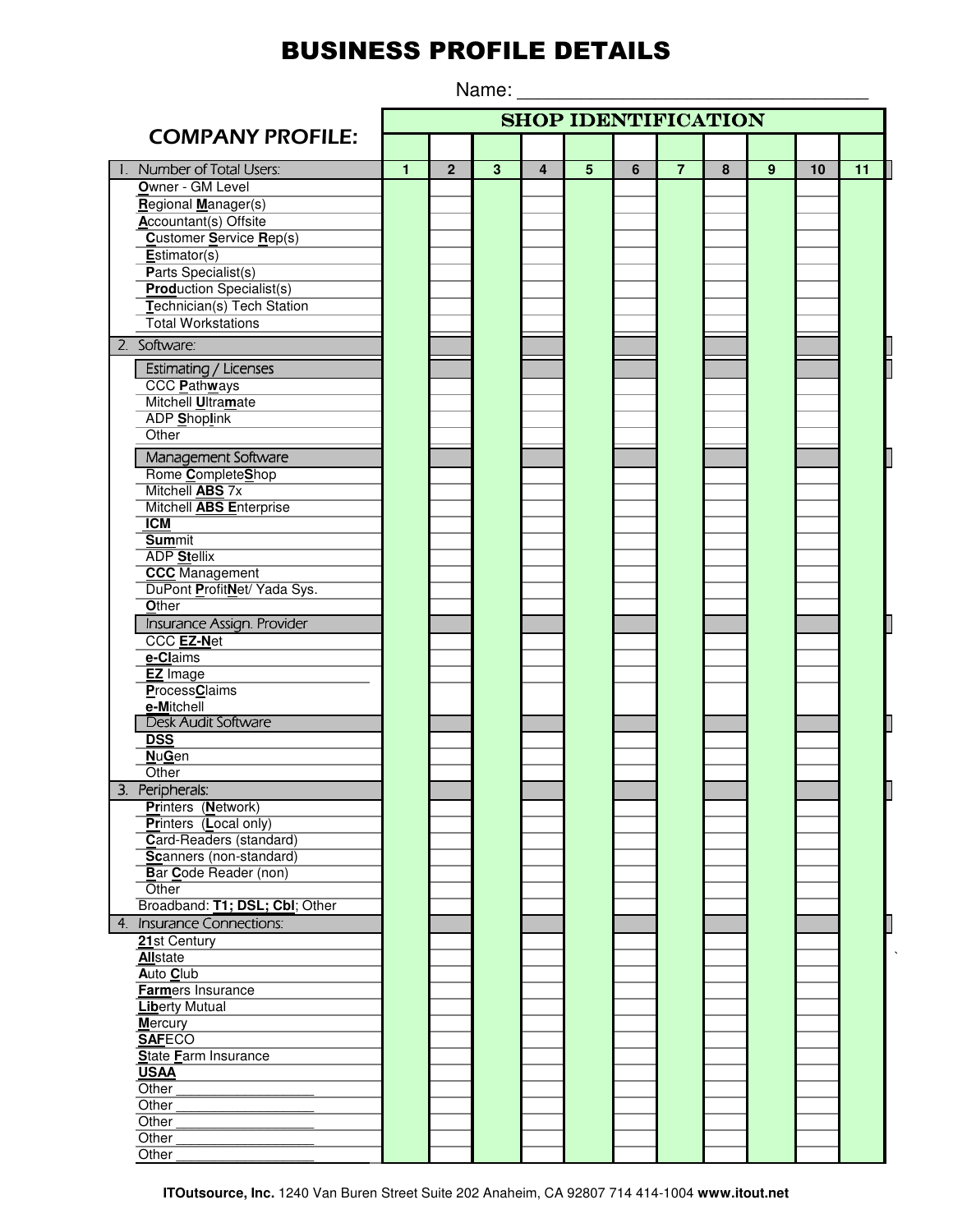# BUSINESS PROFILE DETAILS

Name: ________________________________

## COMPANY PROFILE:

| | SHOP IDENTIFICATION | | | | | | | | | | |
|---|---|---|---|---|---|---|---|---|---|---|---|
| 1. Number of Total Users: | 1 | 2 | 3 | 4 | 5 | 6 | 7 | 8 | 9 | 10 | 11 |
| **O**wner - GM Level | | | | | | | | | | | |
| **R**egional **M**anager(s) | | | | | | | | | | | |
| **A**ccountant(s) Offsite | | | | | | | | | | | |
| **C**ustomer **S**ervice **R**ep(s) | | | | | | | | | | | |
| **E**stimator(s) | | | | | | | | | | | |
| **P**arts Specialist(s) | | | | | | | | | | | |
| **Prod**uction Specialist(s) | | | | | | | | | | | |
| **T**echnician(s) Tech Station | | | | | | | | | | | |
| Total Workstations | | | | | | | | | | | |
| 2. Software: | | | | | | | | | | | |
| Estimating / Licenses | | | | | | | | | | | |
| CCC **P**ath**w**ays | | | | | | | | | | | |
| Mitchell **U**ltra**m**ate | | | | | | | | | | | |
| ADP **S**hop**l**ink | | | | | | | | | | | |
| Other | | | | | | | | | | | |
| Management Software | | | | | | | | | | | |
| Rome **C**omplete**S**hop | | | | | | | | | | | |
| Mitchell **ABS** 7x | | | | | | | | | | | |
| Mitchell **ABS E**nterprise | | | | | | | | | | | |
| **ICM** | | | | | | | | | | | |
| **Sum**mit | | | | | | | | | | | |
| ADP **St**ellix | | | | | | | | | | | |
| **CCC** Management | | | | | | | | | | | |
| DuPont **P**rofit**N**et/ Yada Sys. | | | | | | | | | | | |
| **O**ther | | | | | | | | | | | |
| Insurance Assign. Provider | | | | | | | | | | | |
| CCC **EZ-N**et | | | | | | | | | | | |
| **e-Cl**aims | | | | | | | | | | | |
| **EZ** Image | | | | | | | | | | | |
| **P**rocess**C**laims | | | | | | | | | | | |
| **e-M**itchell | | | | | | | | | | | |
| Desk Audit Software | | | | | | | | | | | |
| **DSS** | | | | | | | | | | | |
| **N**u**G**en | | | | | | | | | | | |
| Other | | | | | | | | | | | |
| 3. Peripherals: | | | | | | | | | | | |
| **Pr**inters (**N**etwork) | | | | | | | | | | | |
| **Pr**inters (**L**ocal only) | | | | | | | | | | | |
| **C**ard-Readers (standard) | | | | | | | | | | | |
| **Sc**anners (non-standard) | | | | | | | | | | | |
| **B**ar **C**ode Reader (non) | | | | | | | | | | | |
| Other | | | | | | | | | | | |
| Broadband: **T1; DSL; Cbl**; Other | | | | | | | | | | | |
| 4. Insurance Connections: | | | | | | | | | | | |
| **21**st Century | | | | | | | | | | | |
| **All**state | | | | | | | | | | | |
| **A**uto **C**lub | | | | | | | | | | | |
| **Farm**ers Insurance | | | | | | | | | | | |
| **Lib**erty Mutual | | | | | | | | | | | |
| **M**ercury | | | | | | | | | | | |
| **SAF**ECO | | | | | | | | | | | |
| **S**tate **F**arm Insurance | | | | | | | | | | | |
| **USAA** | | | | | | | | | | | |
| Other ___________________ | | | | | | | | | | | |
| Other ___________________ | | | | | | | | | | | |
| Other ___________________ | | | | | | | | | | | |
| Other ___________________ | | | | | | | | | | | |
| Other ___________________ | | | | | | | | | | | |

**ITOutsource, Inc.** 1240 Van Buren Street Suite 202 Anaheim, CA 92807 714 414-1004 **www.itout.net**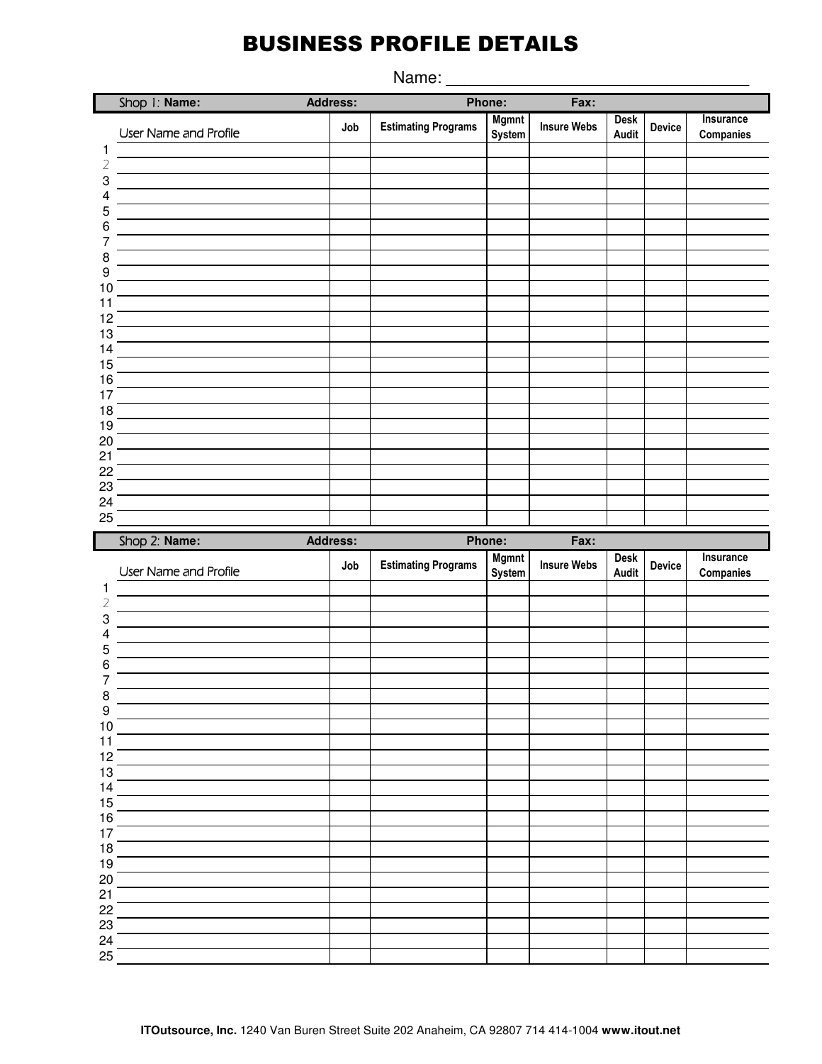# BUSINESS PROFILE DETAILS

Name: ___________________________________

**Shop 1: Name: Address: Phone: Fax:**

| | User Name and Profile | Job | Estimating Programs | Mgmnt System | Insure Webs | Desk Audit | Device | Insurance Companies |
|---|---|---|---|---|---|---|---|---|
| 1 | | | | | | | | |
| 2 | | | | | | | | |
| 3 | | | | | | | | |
| 4 | | | | | | | | |
| 5 | | | | | | | | |
| 6 | | | | | | | | |
| 7 | | | | | | | | |
| 8 | | | | | | | | |
| 9 | | | | | | | | |
| 10 | | | | | | | | |
| 11 | | | | | | | | |
| 12 | | | | | | | | |
| 13 | | | | | | | | |
| 14 | | | | | | | | |
| 15 | | | | | | | | |
| 16 | | | | | | | | |
| 17 | | | | | | | | |
| 18 | | | | | | | | |
| 19 | | | | | | | | |
| 20 | | | | | | | | |
| 21 | | | | | | | | |
| 22 | | | | | | | | |
| 23 | | | | | | | | |
| 24 | | | | | | | | |
| 25 | | | | | | | | |

**Shop 2: Name: Address: Phone: Fax:**

| | User Name and Profile | Job | Estimating Programs | Mgmnt System | Insure Webs | Desk Audit | Device | Insurance Companies |
|---|---|---|---|---|---|---|---|---|
| 1 | | | | | | | | |
| 2 | | | | | | | | |
| 3 | | | | | | | | |
| 4 | | | | | | | | |
| 5 | | | | | | | | |
| 6 | | | | | | | | |
| 7 | | | | | | | | |
| 8 | | | | | | | | |
| 9 | | | | | | | | |
| 10 | | | | | | | | |
| 11 | | | | | | | | |
| 12 | | | | | | | | |
| 13 | | | | | | | | |
| 14 | | | | | | | | |
| 15 | | | | | | | | |
| 16 | | | | | | | | |
| 17 | | | | | | | | |
| 18 | | | | | | | | |
| 19 | | | | | | | | |
| 20 | | | | | | | | |
| 21 | | | | | | | | |
| 22 | | | | | | | | |
| 23 | | | | | | | | |
| 24 | | | | | | | | |
| 25 | | | | | | | | |

**ITOutsource, Inc.** 1240 Van Buren Street Suite 202 Anaheim, CA 92807 714 414-1004 **www.itout.net**